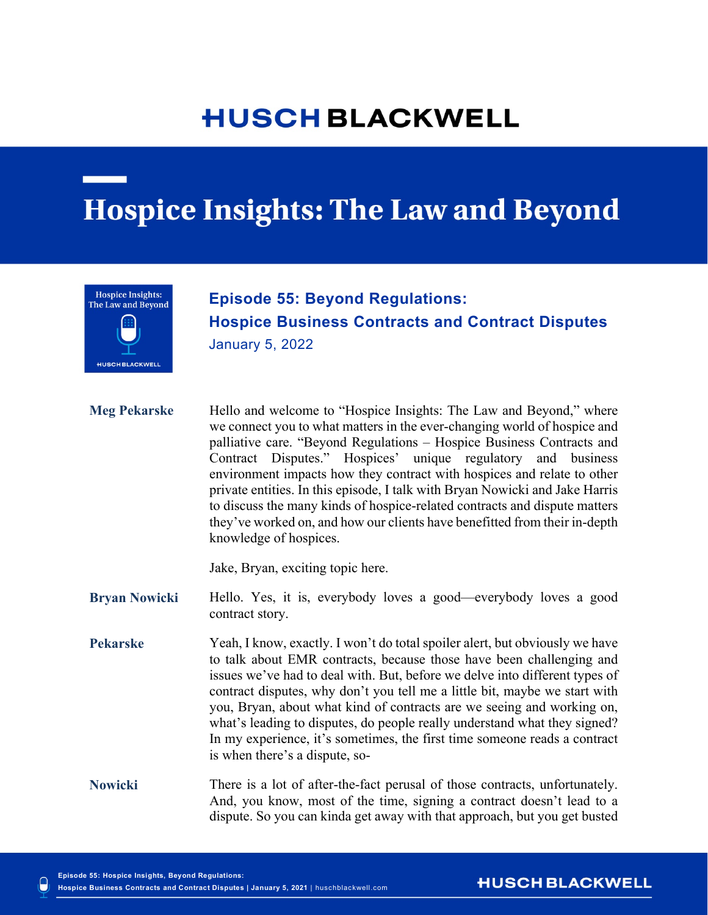# HUSCH BLACKWELL

# Hospice Insights: The Law and Beyond

## Episode 55: Beyond Regulations: Hospice Business Contracts and Contract Disputes

January 5, 2022

**Meg Pekarske** Hello and welcome to "Hospice Insights: The Law and Beyond," where we connect you to what matters in the ever-changing world of hospice and palliative care. "Beyond Regulations – Hospice Business Contracts and Contract Disputes." Hospices' unique regulatory and business environment impacts how they contract with hospices and relate to other private entities. In this episode, I talk with Bryan Nowicki and Jake Harris to discuss the many kinds of hospice-related contracts and dispute matters they've worked on, and how our clients have benefitted from their in-depth knowledge of hospices.

Jake, Bryan, exciting topic here.

**Bryan Nowicki** Hello. Yes, it is, everybody loves a good—everybody loves a good contract story.

**Pekarske** Yeah, I know, exactly. I won't do total spoiler alert, but obviously we have to talk about EMR contracts, because those have been challenging and issues we've had to deal with. But, before we delve into different types of contract disputes, why don't you tell me a little bit, maybe we start with you, Bryan, about what kind of contracts are we seeing and working on, what's leading to disputes, do people really understand what they signed? In my experience, it's sometimes, the first time someone reads a contract is when there's a dispute, so-

**Nowicki** There is a lot of after-the-fact perusal of those contracts, unfortunately. And, you know, most of the time, signing a contract doesn't lead to a dispute. So you can kinda get away with that approach, but you get busted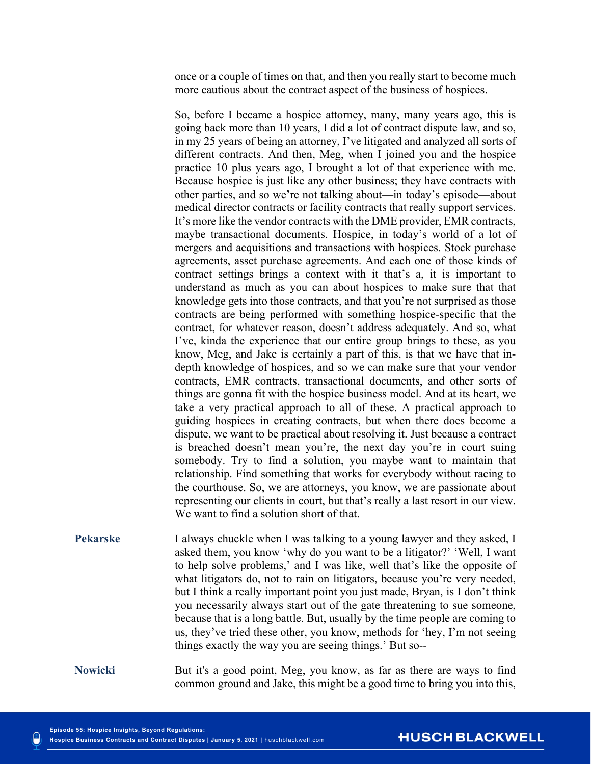once or a couple of times on that, and then you really start to become much more cautious about the contract aspect of the business of hospices.

So, before I became a hospice attorney, many, many years ago, this is going back more than 10 years, I did a lot of contract dispute law, and so, in my 25 years of being an attorney, I've litigated and analyzed all sorts of different contracts. And then, Meg, when I joined you and the hospice practice 10 plus years ago, I brought a lot of that experience with me. Because hospice is just like any other business; they have contracts with other parties, and so we're not talking about—in today's episode—about medical director contracts or facility contracts that really support services. It's more like the vendor contracts with the DME provider, EMR contracts, maybe transactional documents. Hospice, in today's world of a lot of mergers and acquisitions and transactions with hospices. Stock purchase agreements, asset purchase agreements. And each one of those kinds of contract settings brings a context with it that's a, it is important to understand as much as you can about hospices to make sure that that knowledge gets into those contracts, and that you're not surprised as those contracts are being performed with something hospice-specific that the contract, for whatever reason, doesn't address adequately. And so, what I've, kinda the experience that our entire group brings to these, as you know, Meg, and Jake is certainly a part of this, is that we have that in-depth knowledge of hospices, and so we can make sure that your vendor contracts, EMR contracts, transactional documents, and other sorts of things are gonna fit with the hospice business model. And at its heart, we take a very practical approach to all of these. A practical approach to guiding hospices in creating contracts, but when there does become a dispute, we want to be practical about resolving it. Just because a contract is breached doesn't mean you're, the next day you're in court suing somebody. Try to find a solution, you maybe want to maintain that relationship. Find something that works for everybody without racing to the courthouse. So, we are attorneys, you know, we are passionate about representing our clients in court, but that's really a last resort in our view. We want to find a solution short of that.

**Pekarske** I always chuckle when I was talking to a young lawyer and they asked, I asked them, you know 'why do you want to be a litigator?' 'Well, I want to help solve problems,' and I was like, well that's like the opposite of what litigators do, not to rain on litigators, because you're very needed, but I think a really important point you just made, Bryan, is I don't think you necessarily always start out of the gate threatening to sue someone, because that is a long battle. But, usually by the time people are coming to us, they've tried these other, you know, methods for 'hey, I'm not seeing things exactly the way you are seeing things.' But so--

**Nowicki** But it's a good point, Meg, you know, as far as there are ways to find common ground and Jake, this might be a good time to bring you into this,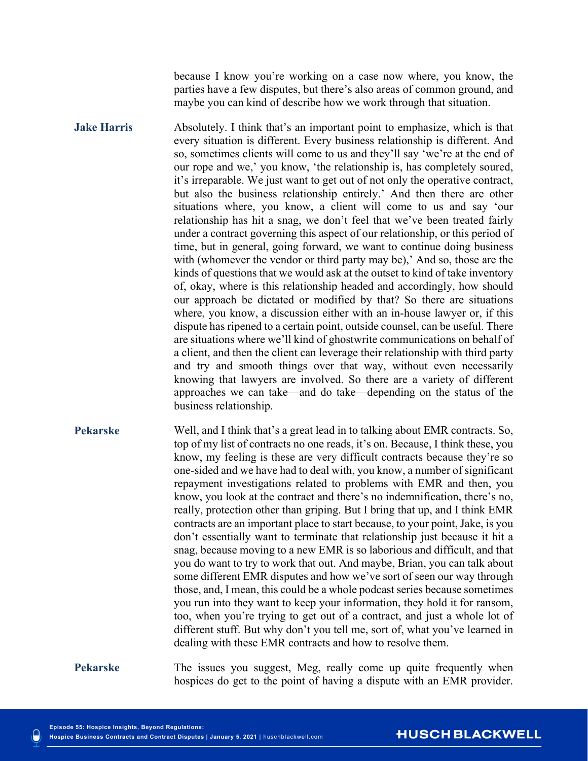because I know you're working on a case now where, you know, the parties have a few disputes, but there's also areas of common ground, and maybe you can kind of describe how we work through that situation.

**Jake Harris** Absolutely. I think that's an important point to emphasize, which is that every situation is different. Every business relationship is different. And so, sometimes clients will come to us and they'll say 'we're at the end of our rope and we,' you know, 'the relationship is, has completely soured, it's irreparable. We just want to get out of not only the operative contract, but also the business relationship entirely.' And then there are other situations where, you know, a client will come to us and say 'our relationship has hit a snag, we don't feel that we've been treated fairly under a contract governing this aspect of our relationship, or this period of time, but in general, going forward, we want to continue doing business with (whomever the vendor or third party may be),' And so, those are the kinds of questions that we would ask at the outset to kind of take inventory of, okay, where is this relationship headed and accordingly, how should our approach be dictated or modified by that? So there are situations where, you know, a discussion either with an in-house lawyer or, if this dispute has ripened to a certain point, outside counsel, can be useful. There are situations where we'll kind of ghostwrite communications on behalf of a client, and then the client can leverage their relationship with third party and try and smooth things over that way, without even necessarily knowing that lawyers are involved. So there are a variety of different approaches we can take—and do take—depending on the status of the business relationship.

**Pekarske** Well, and I think that's a great lead in to talking about EMR contracts. So, top of my list of contracts no one reads, it's on. Because, I think these, you know, my feeling is these are very difficult contracts because they're so one-sided and we have had to deal with, you know, a number of significant repayment investigations related to problems with EMR and then, you know, you look at the contract and there's no indemnification, there's no, really, protection other than griping. But I bring that up, and I think EMR contracts are an important place to start because, to your point, Jake, is you don't essentially want to terminate that relationship just because it hit a snag, because moving to a new EMR is so laborious and difficult, and that you do want to try to work that out. And maybe, Brian, you can talk about some different EMR disputes and how we've sort of seen our way through those, and, I mean, this could be a whole podcast series because sometimes you run into they want to keep your information, they hold it for ransom, too, when you're trying to get out of a contract, and just a whole lot of different stuff. But why don't you tell me, sort of, what you've learned in dealing with these EMR contracts and how to resolve them.

**Pekarske** The issues you suggest, Meg, really come up quite frequently when hospices do get to the point of having a dispute with an EMR provider.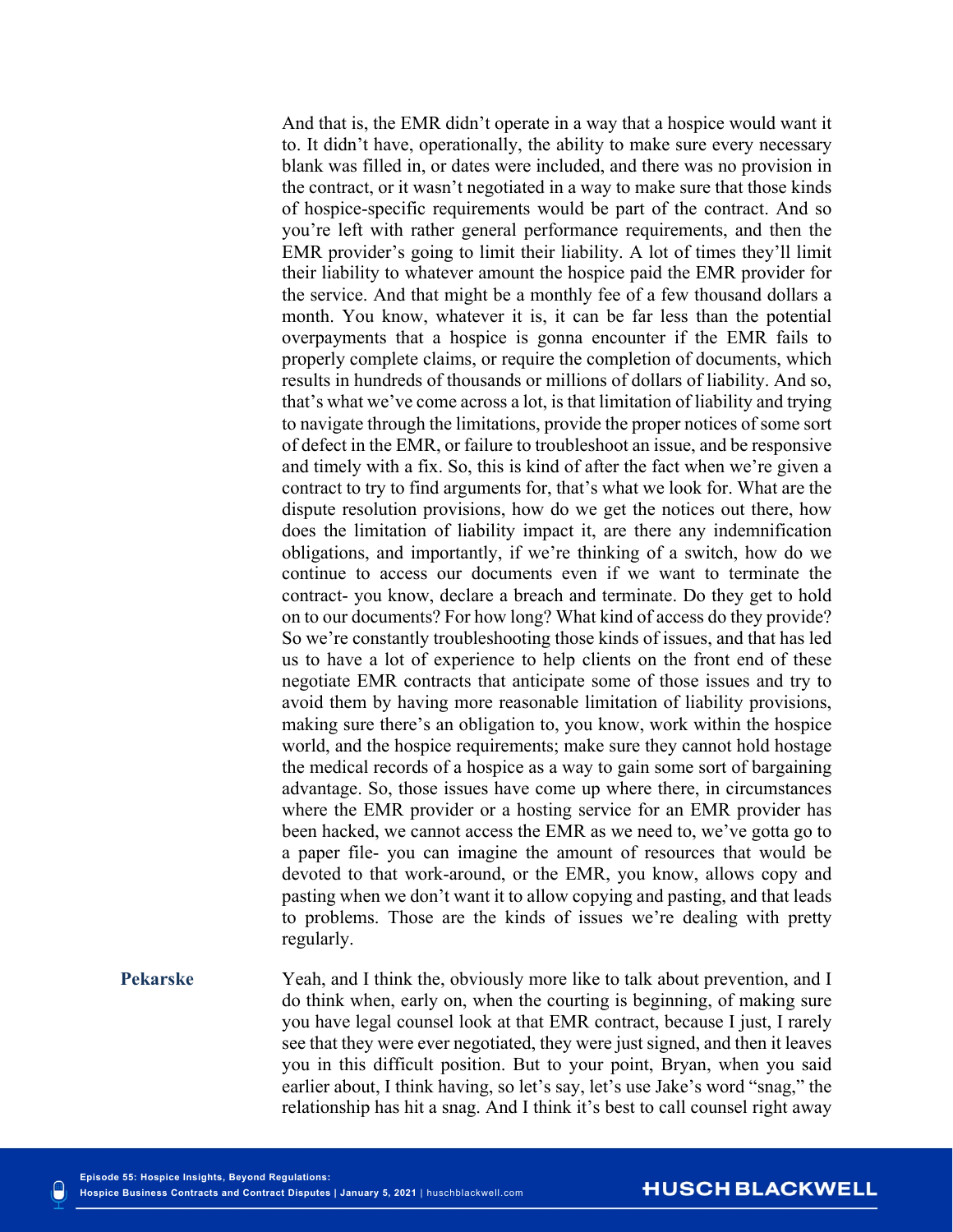And that is, the EMR didn't operate in a way that a hospice would want it to. It didn't have, operationally, the ability to make sure every necessary blank was filled in, or dates were included, and there was no provision in the contract, or it wasn't negotiated in a way to make sure that those kinds of hospice-specific requirements would be part of the contract. And so you're left with rather general performance requirements, and then the EMR provider's going to limit their liability. A lot of times they'll limit their liability to whatever amount the hospice paid the EMR provider for the service. And that might be a monthly fee of a few thousand dollars a month. You know, whatever it is, it can be far less than the potential overpayments that a hospice is gonna encounter if the EMR fails to properly complete claims, or require the completion of documents, which results in hundreds of thousands or millions of dollars of liability. And so, that's what we've come across a lot, is that limitation of liability and trying to navigate through the limitations, provide the proper notices of some sort of defect in the EMR, or failure to troubleshoot an issue, and be responsive and timely with a fix. So, this is kind of after the fact when we're given a contract to try to find arguments for, that's what we look for. What are the dispute resolution provisions, how do we get the notices out there, how does the limitation of liability impact it, are there any indemnification obligations, and importantly, if we're thinking of a switch, how do we continue to access our documents even if we want to terminate the contract- you know, declare a breach and terminate. Do they get to hold on to our documents? For how long? What kind of access do they provide? So we're constantly troubleshooting those kinds of issues, and that has led us to have a lot of experience to help clients on the front end of these negotiate EMR contracts that anticipate some of those issues and try to avoid them by having more reasonable limitation of liability provisions, making sure there's an obligation to, you know, work within the hospice world, and the hospice requirements; make sure they cannot hold hostage the medical records of a hospice as a way to gain some sort of bargaining advantage. So, those issues have come up where there, in circumstances where the EMR provider or a hosting service for an EMR provider has been hacked, we cannot access the EMR as we need to, we've gotta go to a paper file- you can imagine the amount of resources that would be devoted to that work-around, or the EMR, you know, allows copy and pasting when we don't want it to allow copying and pasting, and that leads to problems. Those are the kinds of issues we're dealing with pretty regularly.

**Pekarske** Yeah, and I think the, obviously more like to talk about prevention, and I do think when, early on, when the courting is beginning, of making sure you have legal counsel look at that EMR contract, because I just, I rarely see that they were ever negotiated, they were just signed, and then it leaves you in this difficult position. But to your point, Bryan, when you said earlier about, I think having, so let's say, let's use Jake's word "snag," the relationship has hit a snag. And I think it's best to call counsel right away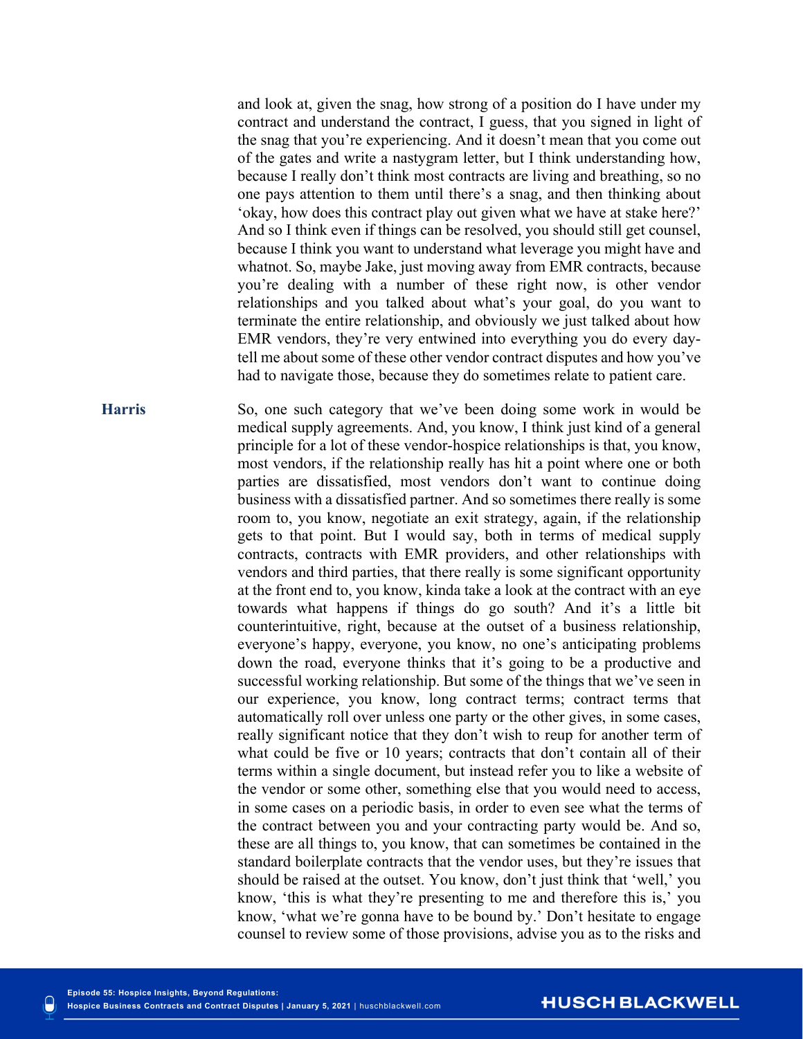and look at, given the snag, how strong of a position do I have under my contract and understand the contract, I guess, that you signed in light of the snag that you're experiencing. And it doesn't mean that you come out of the gates and write a nastygram letter, but I think understanding how, because I really don't think most contracts are living and breathing, so no one pays attention to them until there's a snag, and then thinking about 'okay, how does this contract play out given what we have at stake here?' And so I think even if things can be resolved, you should still get counsel, because I think you want to understand what leverage you might have and whatnot. So, maybe Jake, just moving away from EMR contracts, because you're dealing with a number of these right now, is other vendor relationships and you talked about what's your goal, do you want to terminate the entire relationship, and obviously we just talked about how EMR vendors, they're very entwined into everything you do every day- tell me about some of these other vendor contract disputes and how you've had to navigate those, because they do sometimes relate to patient care.

**Harris**

So, one such category that we've been doing some work in would be medical supply agreements. And, you know, I think just kind of a general principle for a lot of these vendor-hospice relationships is that, you know, most vendors, if the relationship really has hit a point where one or both parties are dissatisfied, most vendors don't want to continue doing business with a dissatisfied partner. And so sometimes there really is some room to, you know, negotiate an exit strategy, again, if the relationship gets to that point. But I would say, both in terms of medical supply contracts, contracts with EMR providers, and other relationships with vendors and third parties, that there really is some significant opportunity at the front end to, you know, kinda take a look at the contract with an eye towards what happens if things do go south? And it's a little bit counterintuitive, right, because at the outset of a business relationship, everyone's happy, everyone, you know, no one's anticipating problems down the road, everyone thinks that it's going to be a productive and successful working relationship. But some of the things that we've seen in our experience, you know, long contract terms; contract terms that automatically roll over unless one party or the other gives, in some cases, really significant notice that they don't wish to reup for another term of what could be five or 10 years; contracts that don't contain all of their terms within a single document, but instead refer you to like a website of the vendor or some other, something else that you would need to access, in some cases on a periodic basis, in order to even see what the terms of the contract between you and your contracting party would be. And so, these are all things to, you know, that can sometimes be contained in the standard boilerplate contracts that the vendor uses, but they're issues that should be raised at the outset. You know, don't just think that 'well,' you know, 'this is what they're presenting to me and therefore this is,' you know, 'what we're gonna have to be bound by.' Don't hesitate to engage counsel to review some of those provisions, advise you as to the risks and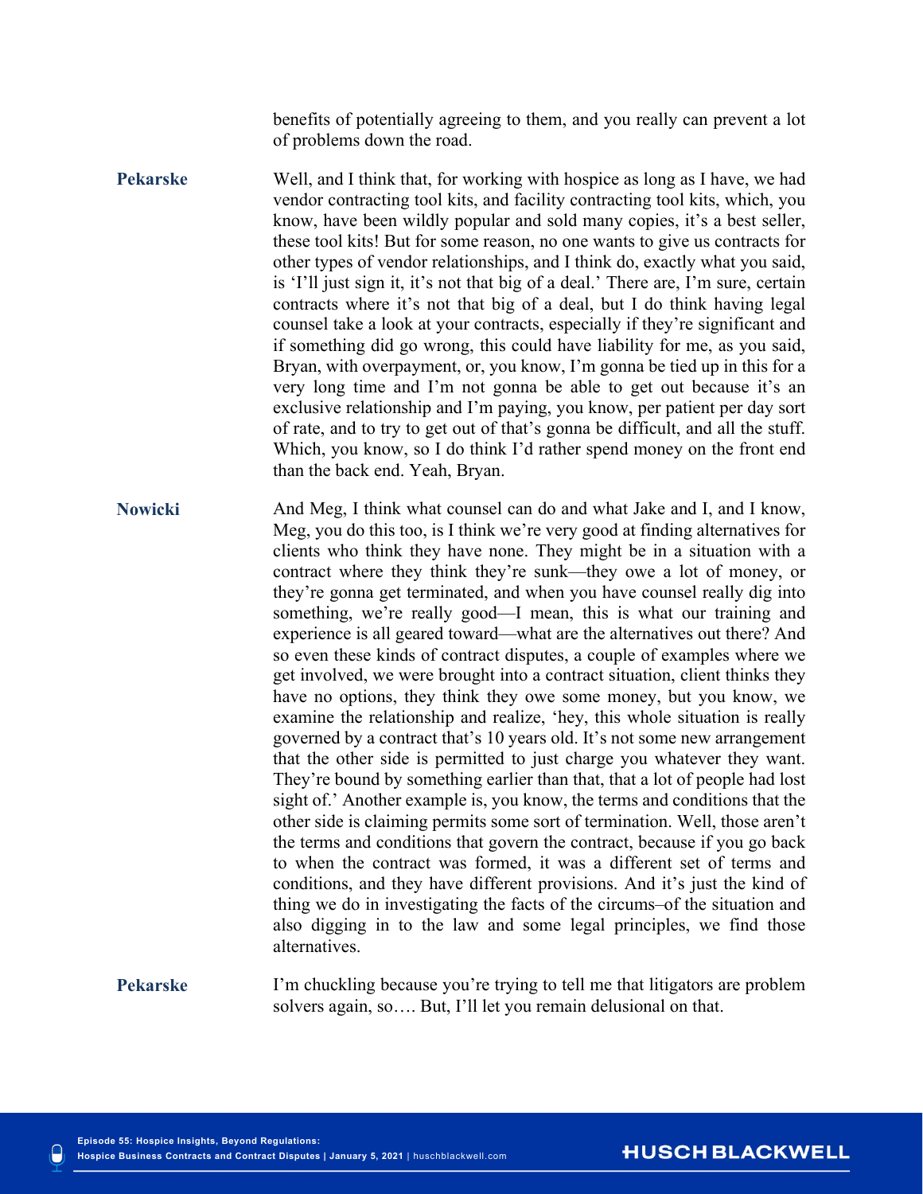benefits of potentially agreeing to them, and you really can prevent a lot of problems down the road.

**Pekarske** Well, and I think that, for working with hospice as long as I have, we had vendor contracting tool kits, and facility contracting tool kits, which, you know, have been wildly popular and sold many copies, it's a best seller, these tool kits! But for some reason, no one wants to give us contracts for other types of vendor relationships, and I think do, exactly what you said, is 'I'll just sign it, it's not that big of a deal.' There are, I'm sure, certain contracts where it's not that big of a deal, but I do think having legal counsel take a look at your contracts, especially if they're significant and if something did go wrong, this could have liability for me, as you said, Bryan, with overpayment, or, you know, I'm gonna be tied up in this for a very long time and I'm not gonna be able to get out because it's an exclusive relationship and I'm paying, you know, per patient per day sort of rate, and to try to get out of that's gonna be difficult, and all the stuff. Which, you know, so I do think I'd rather spend money on the front end than the back end. Yeah, Bryan.

**Nowicki** And Meg, I think what counsel can do and what Jake and I, and I know, Meg, you do this too, is I think we're very good at finding alternatives for clients who think they have none. They might be in a situation with a contract where they think they're sunk—they owe a lot of money, or they're gonna get terminated, and when you have counsel really dig into something, we're really good—I mean, this is what our training and experience is all geared toward—what are the alternatives out there? And so even these kinds of contract disputes, a couple of examples where we get involved, we were brought into a contract situation, client thinks they have no options, they think they owe some money, but you know, we examine the relationship and realize, 'hey, this whole situation is really governed by a contract that's 10 years old. It's not some new arrangement that the other side is permitted to just charge you whatever they want. They're bound by something earlier than that, that a lot of people had lost sight of.' Another example is, you know, the terms and conditions that the other side is claiming permits some sort of termination. Well, those aren't the terms and conditions that govern the contract, because if you go back to when the contract was formed, it was a different set of terms and conditions, and they have different provisions. And it's just the kind of thing we do in investigating the facts of the circums–of the situation and also digging in to the law and some legal principles, we find those alternatives.

**Pekarske** I'm chuckling because you're trying to tell me that litigators are problem solvers again, so…. But, I'll let you remain delusional on that.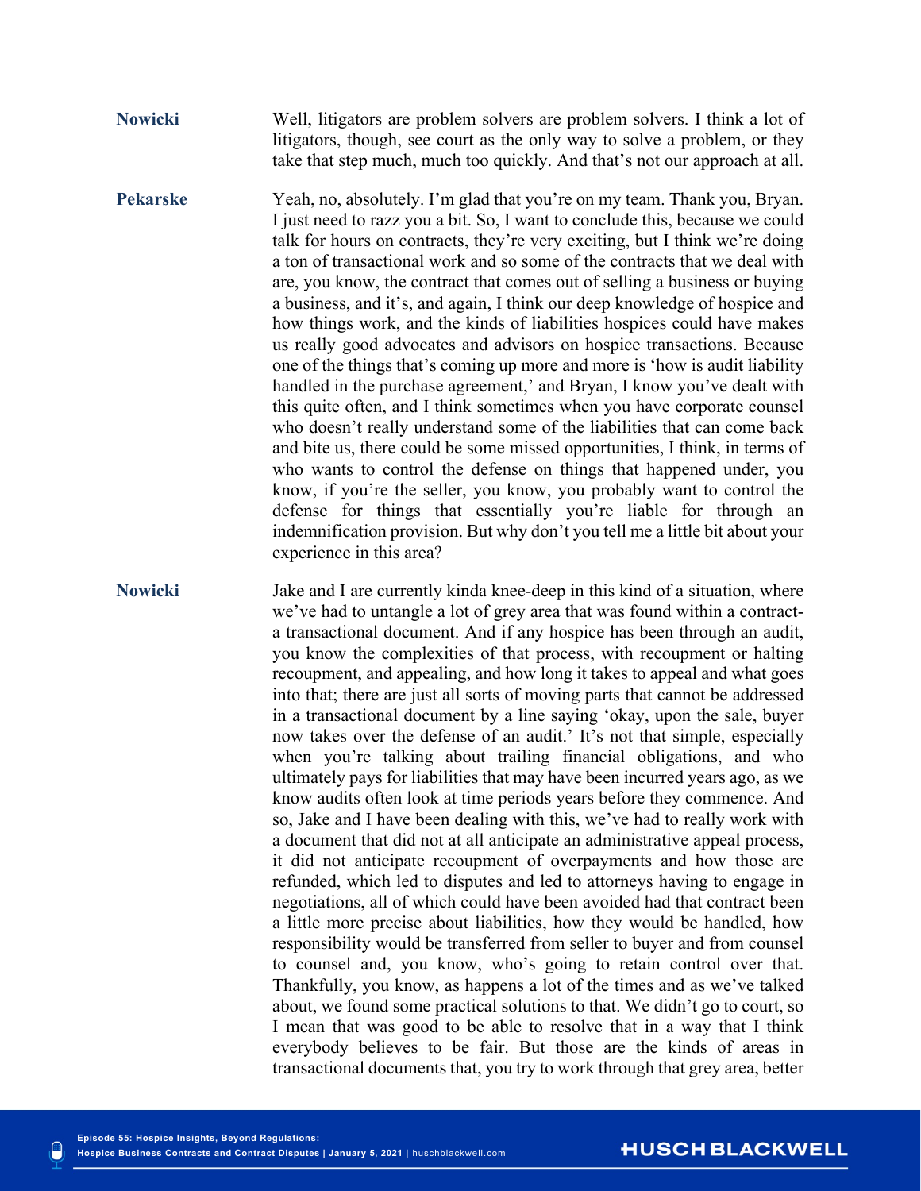**Nowicki** Well, litigators are problem solvers are problem solvers. I think a lot of litigators, though, see court as the only way to solve a problem, or they take that step much, much too quickly. And that's not our approach at all.

**Pekarske** Yeah, no, absolutely. I'm glad that you're on my team. Thank you, Bryan. I just need to razz you a bit. So, I want to conclude this, because we could talk for hours on contracts, they're very exciting, but I think we're doing a ton of transactional work and so some of the contracts that we deal with are, you know, the contract that comes out of selling a business or buying a business, and it's, and again, I think our deep knowledge of hospice and how things work, and the kinds of liabilities hospices could have makes us really good advocates and advisors on hospice transactions. Because one of the things that's coming up more and more is 'how is audit liability handled in the purchase agreement,' and Bryan, I know you've dealt with this quite often, and I think sometimes when you have corporate counsel who doesn't really understand some of the liabilities that can come back and bite us, there could be some missed opportunities, I think, in terms of who wants to control the defense on things that happened under, you know, if you're the seller, you know, you probably want to control the defense for things that essentially you're liable for through an indemnification provision. But why don't you tell me a little bit about your experience in this area?

**Nowicki** Jake and I are currently kinda knee-deep in this kind of a situation, where we've had to untangle a lot of grey area that was found within a contract- a transactional document. And if any hospice has been through an audit, you know the complexities of that process, with recoupment or halting recoupment, and appealing, and how long it takes to appeal and what goes into that; there are just all sorts of moving parts that cannot be addressed in a transactional document by a line saying 'okay, upon the sale, buyer now takes over the defense of an audit.' It's not that simple, especially when you're talking about trailing financial obligations, and who ultimately pays for liabilities that may have been incurred years ago, as we know audits often look at time periods years before they commence. And so, Jake and I have been dealing with this, we've had to really work with a document that did not at all anticipate an administrative appeal process, it did not anticipate recoupment of overpayments and how those are refunded, which led to disputes and led to attorneys having to engage in negotiations, all of which could have been avoided had that contract been a little more precise about liabilities, how they would be handled, how responsibility would be transferred from seller to buyer and from counsel to counsel and, you know, who's going to retain control over that. Thankfully, you know, as happens a lot of the times and as we've talked about, we found some practical solutions to that. We didn't go to court, so I mean that was good to be able to resolve that in a way that I think everybody believes to be fair. But those are the kinds of areas in transactional documents that, you try to work through that grey area, better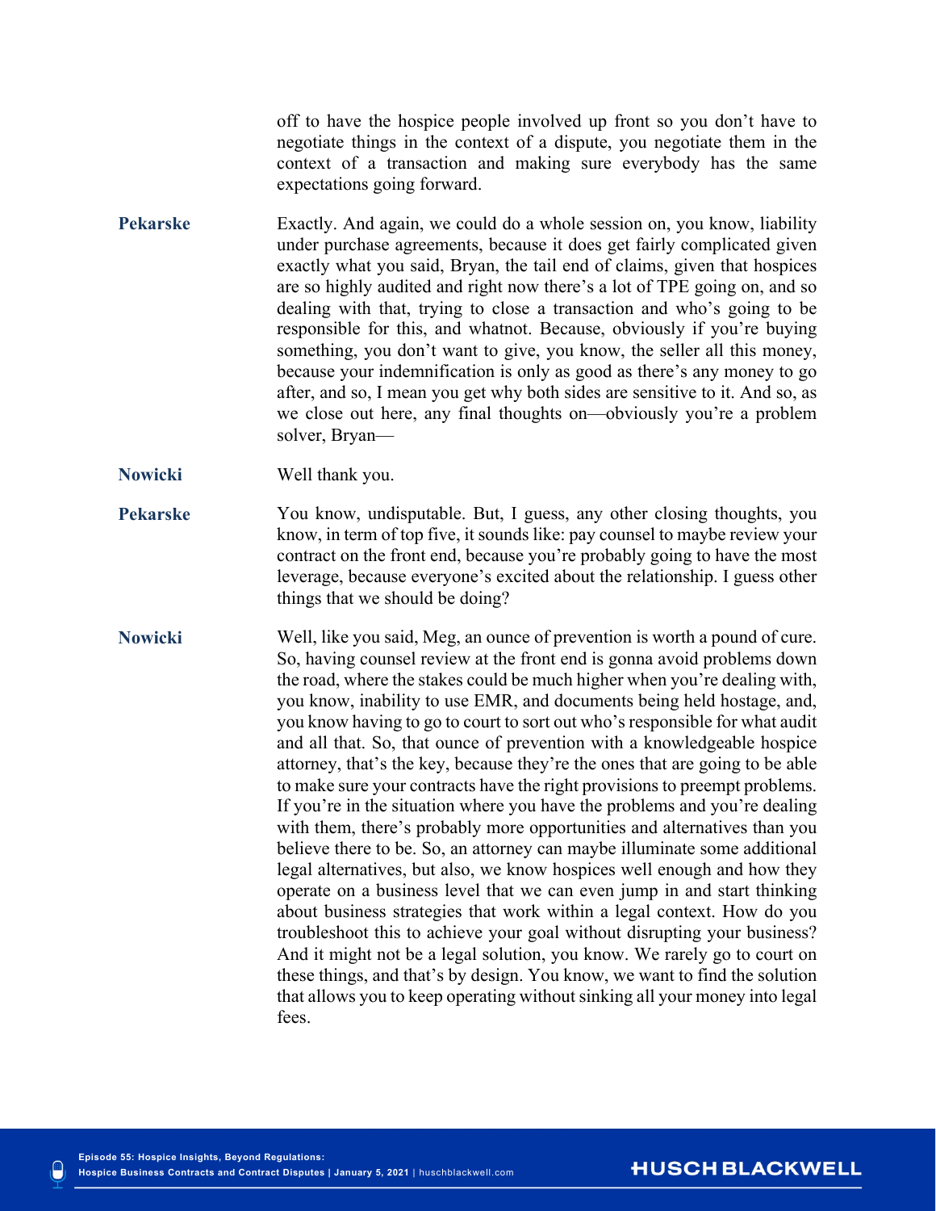off to have the hospice people involved up front so you don't have to negotiate things in the context of a dispute, you negotiate them in the context of a transaction and making sure everybody has the same expectations going forward.

**Pekarske** Exactly. And again, we could do a whole session on, you know, liability under purchase agreements, because it does get fairly complicated given exactly what you said, Bryan, the tail end of claims, given that hospices are so highly audited and right now there's a lot of TPE going on, and so dealing with that, trying to close a transaction and who's going to be responsible for this, and whatnot. Because, obviously if you're buying something, you don't want to give, you know, the seller all this money, because your indemnification is only as good as there's any money to go after, and so, I mean you get why both sides are sensitive to it. And so, as we close out here, any final thoughts on—obviously you're a problem solver, Bryan—

**Nowicki** Well thank you.

**Pekarske** You know, undisputable. But, I guess, any other closing thoughts, you know, in term of top five, it sounds like: pay counsel to maybe review your contract on the front end, because you're probably going to have the most leverage, because everyone's excited about the relationship. I guess other things that we should be doing?

**Nowicki** Well, like you said, Meg, an ounce of prevention is worth a pound of cure. So, having counsel review at the front end is gonna avoid problems down the road, where the stakes could be much higher when you're dealing with, you know, inability to use EMR, and documents being held hostage, and, you know having to go to court to sort out who's responsible for what audit and all that. So, that ounce of prevention with a knowledgeable hospice attorney, that's the key, because they're the ones that are going to be able to make sure your contracts have the right provisions to preempt problems. If you're in the situation where you have the problems and you're dealing with them, there's probably more opportunities and alternatives than you believe there to be. So, an attorney can maybe illuminate some additional legal alternatives, but also, we know hospices well enough and how they operate on a business level that we can even jump in and start thinking about business strategies that work within a legal context. How do you troubleshoot this to achieve your goal without disrupting your business? And it might not be a legal solution, you know. We rarely go to court on these things, and that's by design. You know, we want to find the solution that allows you to keep operating without sinking all your money into legal fees.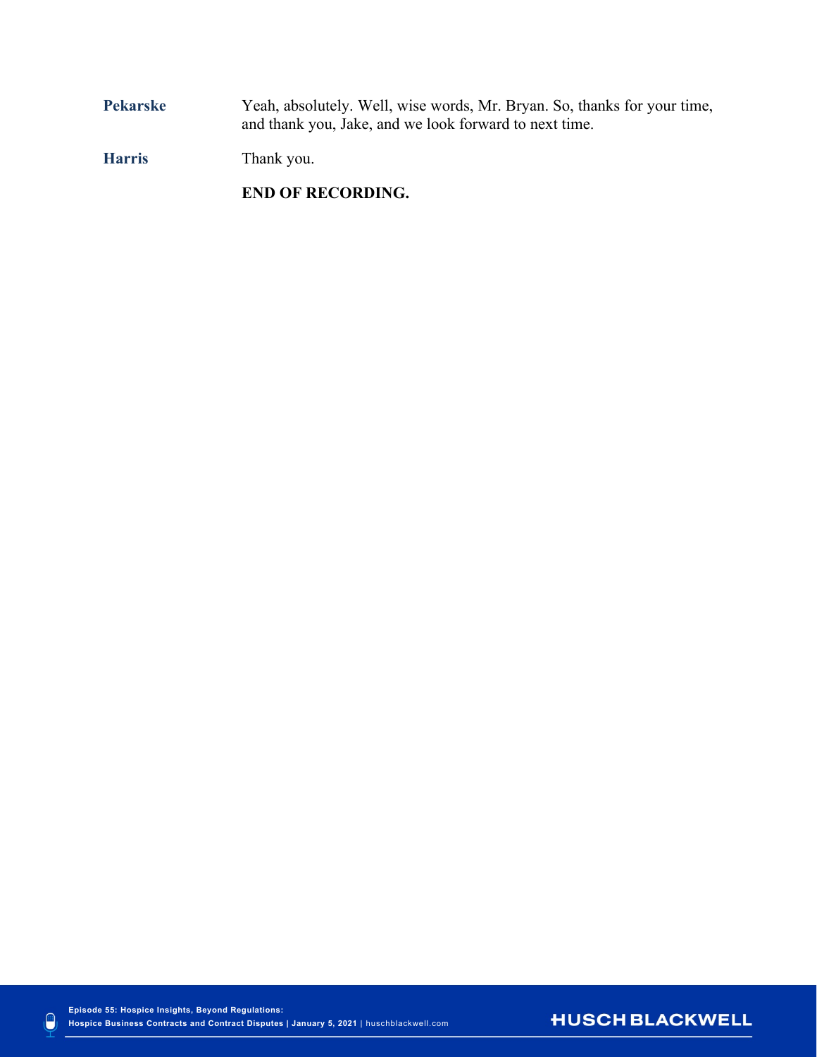**Pekarske** Yeah, absolutely. Well, wise words, Mr. Bryan. So, thanks for your time, and thank you, Jake, and we look forward to next time.

**Harris** Thank you.

**END OF RECORDING.**